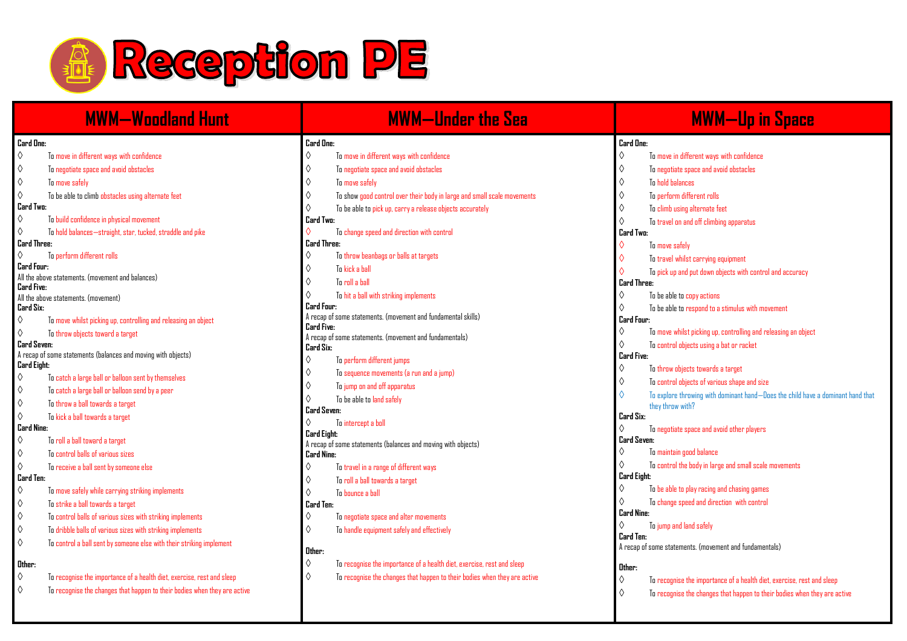# Reception PE

## MWM—Woodland Hunt

**Card One:**
- To move in different ways with confidence
- To negotiate space and avoid obstacles
- To move safely
- To be able to climb obstacles using alternate feet

**Card Two:**
- To build confidence in physical movement
- To hold balances—straight, star, tucked, straddle and pike

**Card Three:**
- To perform different rolls

**Card Four:**
All the above statements. (movement and balances)

**Card Five:**
All the above statements. (movement)

**Card Six:**
- To move whilst picking up, controlling and releasing an object
- To throw objects toward a target

**Card Seven:**
A recap of some statements (balances and moving with objects)

**Card Eight:**
- To catch a large ball or balloon sent by themselves
- To catch a large ball or balloon send by a peer
- To throw a ball towards a target
- To kick a ball towards a target

**Card Nine:**
- To roll a ball toward a target
- To control balls of various sizes
- To receive a ball sent by someone else

**Card Ten:**
- To move safely while carrying striking implements
- To strike a ball towards a target
- To control balls of various sizes with striking implements
- To dribble balls of various sizes with striking implements
- To control a ball sent by someone else with their striking implement

**Other:**
- To recognise the importance of a health diet, exercise, rest and sleep
- To recognise the changes that happen to their bodies when they are active

## MWM—Under the Sea

**Card One:**
- To move in different ways with confidence
- To negotiate space and avoid obstacles
- To move safely
- To show good control over their body in large and small scale movements
- To be able to pick up, carry a release objects accurately

**Card Two:**
- To change speed and direction with control

**Card Three:**
- To throw beanbags or balls at targets
- To kick a ball
- To roll a ball
- To hit a ball with striking implements

**Card Four:**
A recap of some statements. (movement and fundamental skills)

**Card Five:**
A recap of some statements. (movement and fundamentals)

**Card Six:**
- To perform different jumps
- To sequence movements (a run and a jump)
- To jump on and off apparatus
- To be able to land safely

**Card Seven:**
- To intercept a ball

**Card Eight:**
A recap of some statements (balances and moving with objects)

**Card Nine:**
- To travel in a range of different ways
- To roll a ball towards a target
- To bounce a ball

**Card Ten:**
- To negotiate space and alter movements
- To handle equipment safely and effectively

**Other:**
- To recognise the importance of a health diet, exercise, rest and sleep
- To recognise the changes that happen to their bodies when they are active

## MWM—Up in Space

**Card One:**
- To move in different ways with confidence
- To negotiate space and avoid obstacles
- To hold balances
- To perform different rolls
- To climb using alternate feet
- To travel on and off climbing apparatus

**Card Two:**
- To move safely
- To travel whilst carrying equipment
- To pick up and put down objects with control and accuracy

**Card Three:**
- To be able to copy actions
- To be able to respond to a stimulus with movement

**Card Four:**
- To move whilst picking up, controlling and releasing an object
- To control objects using a bat or racket

**Card Five:**
- To throw objects towards a target
- To control objects of various shape and size
- To explore throwing with dominant hand—Does the child have a dominant hand that they throw with?

**Card Six:**
- To negotiate space and avoid other players

**Card Seven:**
- To maintain good balance
- To control the body in large and small scale movements

**Card Eight:**
- To be able to play racing and chasing games
- To change speed and direction with control

**Card Nine:**
- To jump and land safely

**Card Ten:**
A recap of some statements. (movement and fundamentals)

**Other:**
- To recognise the importance of a health diet, exercise, rest and sleep
- To recognise the changes that happen to their bodies when they are active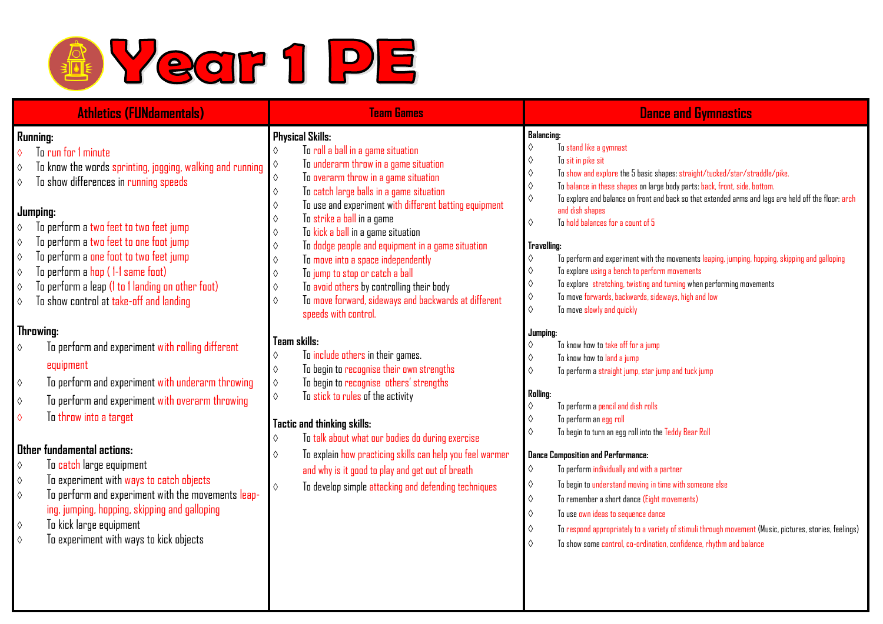# Year 1 PE

## Athletics (FUNdamentals)

**Running:**

- ◊ To run for 1 minute
- ◊ To know the words sprinting, jogging, walking and running
- ◊ To show differences in running speeds

**Jumping:**

- ◊ To perform a two feet to two feet jump
- ◊ To perform a two feet to one foot jump
- ◊ To perform a one foot to two feet jump
- ◊ To perform a hop ( 1-1 same foot)
- ◊ To perform a leap (1 to 1 landing on other foot)
- ◊ To show control at take-off and landing

**Throwing:**

- ◊ To perform and experiment with rolling different equipment
- ◊ To perform and experiment with underarm throwing
- ◊ To perform and experiment with overarm throwing
- ◊ To throw into a target

**Other fundamental actions:**

- ◊ To catch large equipment
- ◊ To experiment with ways to catch objects
- ◊ To perform and experiment with the movements leaping, jumping, hopping, skipping and galloping
- ◊ To kick large equipment
- ◊ To experiment with ways to kick objects

## Team Games

**Physical Skills:**

- ◊ To roll a ball in a game situation
- ◊ To underarm throw in a game situation
- ◊ To overarm throw in a game situation
- ◊ To catch large balls in a game situation
- ◊ To use and experiment with different batting equipment
- ◊ To strike a ball in a game
- ◊ To kick a ball in a game situation
- ◊ To dodge people and equipment in a game situation
- ◊ To move into a space independently
- ◊ To jump to stop or catch a ball
- ◊ To avoid others by controlling their body
- ◊ To move forward, sideways and backwards at different speeds with control.

**Team skills:**

- ◊ To include others in their games.
- ◊ To begin to recognise their own strengths
- ◊ To begin to recognise others' strengths
- ◊ To stick to rules of the activity

**Tactic and thinking skills:**

- ◊ To talk about what our bodies do during exercise
- ◊ To explain how practicing skills can help you feel warmer and why is it good to play and get out of breath
- ◊ To develop simple attacking and defending techniques

## Dance and Gymnastics

**Balancing:**

- ◊ To stand like a gymnast
- ◊ To sit in pike sit
- ◊ To show and explore the 5 basic shapes: straight/tucked/star/straddle/pike.
- ◊ To balance in these shapes on large body parts: back, front, side, bottom.
- ◊ To explore and balance on front and back so that extended arms and legs are held off the floor: arch and dish shapes
- ◊ To hold balances for a count of 5

**Travelling:**

- ◊ To perform and experiment with the movements leaping, jumping, hopping, skipping and galloping
- ◊ To explore using a bench to perform movements
- ◊ To explore stretching, twisting and turning when performing movements
- ◊ To move forwards, backwards, sideways, high and low
- ◊ To move slowly and quickly

**Jumping:**

- ◊ To know how to take off for a jump
- ◊ To know how to land a jump
- ◊ To perform a straight jump, star jump and tuck jump

**Rolling:**

- ◊ To perform a pencil and dish rolls
- ◊ To perform an egg roll
- ◊ To begin to turn an egg roll into the Teddy Bear Roll

**Dance Composition and Performance:**

- ◊ To perform individually and with a partner
- ◊ To begin to understand moving in time with someone else
- ◊ To remember a short dance (Eight movements)
- ◊ To use own ideas to sequence dance
- ◊ To respond appropriately to a variety of stimuli through movement (Music, pictures, stories, feelings)
- ◊ To show some control, co-ordination, confidence, rhythm and balance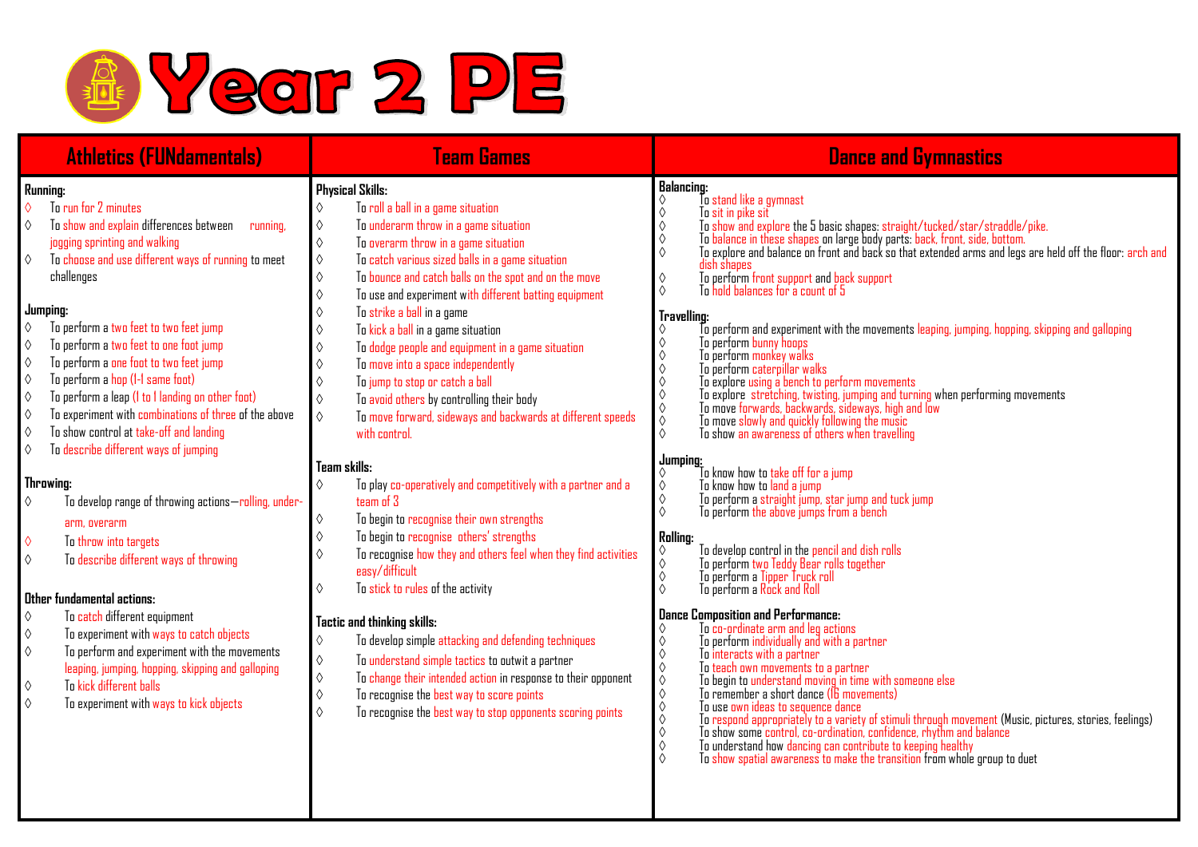# Year 2 PE

## Athletics (FUNdamentals)

**Running:**

- ◊ To run for 2 minutes
- ◊ To show and explain differences between running, jogging sprinting and walking
- ◊ To choose and use different ways of running to meet challenges

**Jumping:**

- ◊ To perform a two feet to two feet jump
- ◊ To perform a two feet to one foot jump
- ◊ To perform a one foot to two feet jump
- ◊ To perform a hop (1-1 same foot)
- ◊ To perform a leap (1 to 1 landing on other foot)
- ◊ To experiment with combinations of three of the above
- ◊ To show control at take-off and landing
- ◊ To describe different ways of jumping

**Throwing:**

- ◊ To develop range of throwing actions—rolling, under-arm, overarm
- ◊ To throw into targets
- ◊ To describe different ways of throwing

**Other fundamental actions:**

- ◊ To catch different equipment
- ◊ To experiment with ways to catch objects
- ◊ To perform and experiment with the movements leaping, jumping, hopping, skipping and galloping
- ◊ To kick different balls
- ◊ To experiment with ways to kick objects

## Team Games

**Physical Skills:**

- ◊ To roll a ball in a game situation
- ◊ To underarm throw in a game situation
- ◊ To overarm throw in a game situation
- ◊ To catch various sized balls in a game situation
- ◊ To bounce and catch balls on the spot and on the move
- ◊ To use and experiment with different batting equipment
- ◊ To strike a ball in a game
- ◊ To kick a ball in a game situation
- ◊ To dodge people and equipment in a game situation
- ◊ To move into a space independently
- ◊ To jump to stop or catch a ball
- ◊ To avoid others by controlling their body
- ◊ To move forward, sideways and backwards at different speeds with control.

**Team skills:**

- ◊ To play co-operatively and competitively with a partner and a team of 3
- ◊ To begin to recognise their own strengths
- ◊ To begin to recognise others' strengths
- ◊ To recognise how they and others feel when they find activities easy/difficult
- ◊ To stick to rules of the activity

**Tactic and thinking skills:**

- ◊ To develop simple attacking and defending techniques
- ◊ To understand simple tactics to outwit a partner
- ◊ To change their intended action in response to their opponent
- ◊ To recognise the best way to score points
- ◊ To recognise the best way to stop opponents scoring points

## Dance and Gymnastics

**Balancing:**

- ◊ To stand like a gymnast
- ◊ To sit in pike sit
- ◊ To show and explore the 5 basic shapes: straight/tucked/star/straddle/pike.
- ◊ To balance in these shapes on large body parts: back, front, side, bottom.
- ◊ To explore and balance on front and back so that extended arms and legs are held off the floor: arch and dish shapes
- ◊ To perform front support and back support
- ◊ To hold balances for a count of 5

**Travelling:**

- ◊ To perform and experiment with the movements leaping, jumping, hopping, skipping and galloping
- ◊ To perform bunny hoops
- ◊ To perform monkey walks
- ◊ To perform caterpillar walks
- ◊ To explore using a bench to perform movements
- ◊ To explore stretching, twisting, jumping and turning when performing movements
- ◊ To move forwards, backwards, sideways, high and low
- ◊ To move slowly and quickly following the music
- ◊ To show an awareness of others when travelling

**Jumping:**

- ◊ To know how to take off for a jump
- ◊ To know how to land a jump
- ◊ To perform a straight jump, star jump and tuck jump
- ◊ To perform the above jumps from a bench

**Rolling:**

- ◊ To develop control in the pencil and dish rolls
- ◊ To perform two Teddy Bear rolls together
- ◊ To perform a Tipper Truck roll
- ◊ To perform a Rock and Roll

**Dance Composition and Performance:**

- ◊ To co-ordinate arm and leg actions
- ◊ To perform individually and with a partner
- ◊ To interacts with a partner
- ◊ To teach own movements to a partner
- ◊ To begin to understand moving in time with someone else
- ◊ To remember a short dance (16 movements)
- ◊ To use own ideas to sequence dance
- ◊ To respond appropriately to a variety of stimuli through movement (Music, pictures, stories, feelings)
- ◊ To show some control, co-ordination, confidence, rhythm and balance
- ◊ To understand how dancing can contribute to keeping healthy
- ◊ To show spatial awareness to make the transition from whole group to duet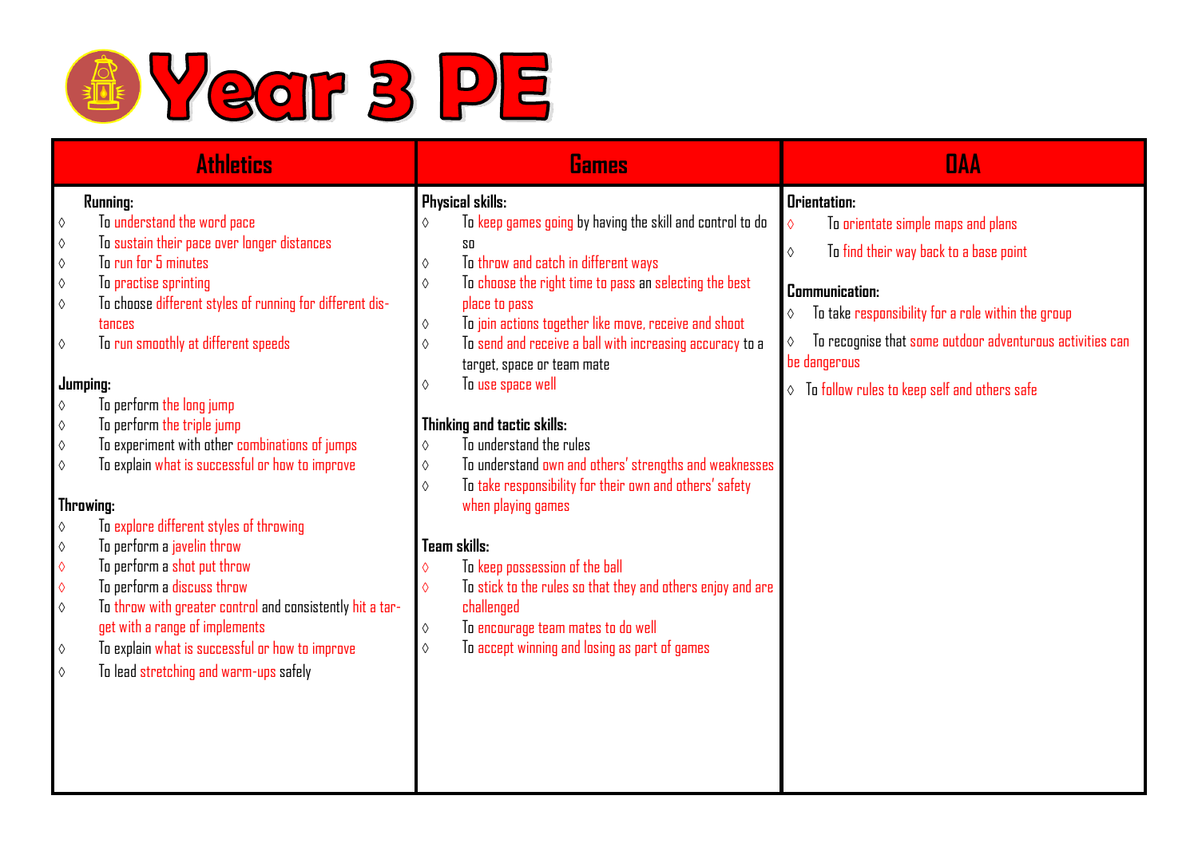# Year 3 PE

## Athletics

**Running:**

- ◊ To understand the word pace
- ◊ To sustain their pace over longer distances
- ◊ To run for 5 minutes
- ◊ To practise sprinting
- ◊ To choose different styles of running for different distances
- ◊ To run smoothly at different speeds

**Jumping:**

- ◊ To perform the long jump
- ◊ To perform the triple jump
- ◊ To experiment with other combinations of jumps
- ◊ To explain what is successful or how to improve

**Throwing:**

- ◊ To explore different styles of throwing
- ◊ To perform a javelin throw
- ◊ To perform a shot put throw
- ◊ To perform a discuss throw
- ◊ To throw with greater control and consistently hit a target with a range of implements
- ◊ To explain what is successful or how to improve
- ◊ To lead stretching and warm-ups safely

## Games

**Physical skills:**

- ◊ To keep games going by having the skill and control to do so
- ◊ To throw and catch in different ways
- ◊ To choose the right time to pass an selecting the best place to pass
- ◊ To join actions together like move, receive and shoot
- ◊ To send and receive a ball with increasing accuracy to a target, space or team mate
- ◊ To use space well

**Thinking and tactic skills:**

- ◊ To understand the rules
- ◊ To understand own and others' strengths and weaknesses
- ◊ To take responsibility for their own and others' safety when playing games

**Team skills:**

- ◊ To keep possession of the ball
- ◊ To stick to the rules so that they and others enjoy and are challenged
- ◊ To encourage team mates to do well
- ◊ To accept winning and losing as part of games

## OAA

**Orientation:**

- ◊ To orientate simple maps and plans
- ◊ To find their way back to a base point

**Communication:**

- ◊ To take responsibility for a role within the group
- ◊ To recognise that some outdoor adventurous activities can be dangerous
- ◊ To follow rules to keep self and others safe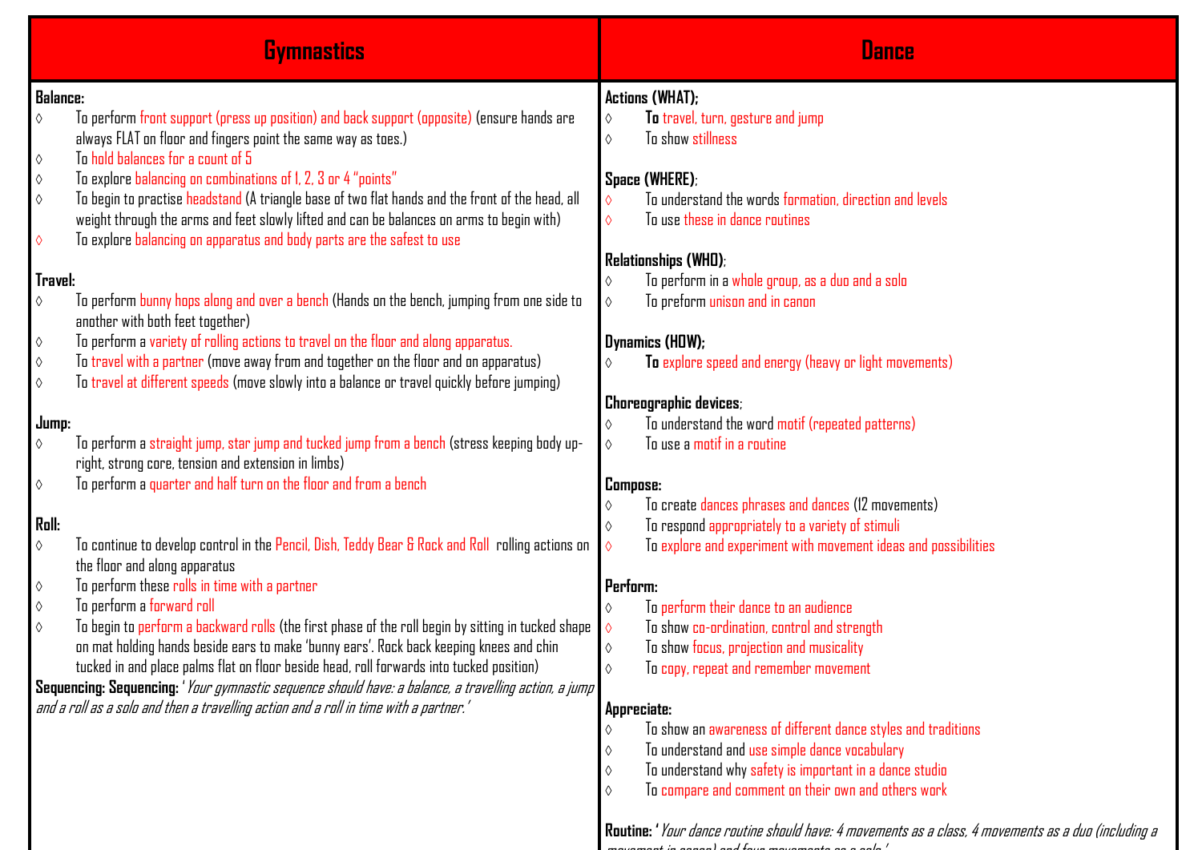| Gymnastics | Dance |
|---|---|
| **Balance:**<br>◊ To perform front support (press up position) and back support (opposite) (ensure hands are always FLAT on floor and fingers point the same way as toes.)<br>◊ To hold balances for a count of 5<br>◊ To explore balancing on combinations of 1, 2, 3 or 4 "points"<br>◊ To begin to practise headstand (A triangle base of two flat hands and the front of the head, all weight through the arms and feet slowly lifted and can be balances on arms to begin with)<br>◊ To explore balancing on apparatus and body parts are the safest to use<br><br>**Travel:**<br>◊ To perform bunny hops along and over a bench (Hands on the bench, jumping from one side to another with both feet together)<br>◊ To perform a variety of rolling actions to travel on the floor and along apparatus.<br>◊ To travel with a partner (move away from and together on the floor and on apparatus)<br>◊ To travel at different speeds (move slowly into a balance or travel quickly before jumping)<br><br>**Jump:**<br>◊ To perform a straight jump, star jump and tucked jump from a bench (stress keeping body upright, strong core, tension and extension in limbs)<br>◊ To perform a quarter and half turn on the floor and from a bench<br><br>**Roll:**<br>◊ To continue to develop control in the Pencil, Dish, Teddy Bear & Rock and Roll rolling actions on the floor and along apparatus<br>◊ To perform these rolls in time with a partner<br>◊ To perform a forward roll<br>◊ To begin to perform a backward rolls (the first phase of the roll begin by sitting in tucked shape on mat holding hands beside ears to make 'bunny ears'. Rock back keeping knees and chin tucked in and place palms flat on floor beside head, roll forwards into tucked position)<br>**Sequencing: Sequencing:** *'Your gymnastic sequence should have: a balance, a travelling action, a jump and a roll as a solo and then a travelling action and a roll in time with a partner.'* | **Actions (WHAT);**<br>◊ **To** travel, turn, gesture and jump<br>◊ To show stillness<br><br>**Space (WHERE)**;<br>◊ To understand the words formation, direction and levels<br>◊ To use these in dance routines<br><br>**Relationships (WHO)**;<br>◊ To perform in a whole group, as a duo and a solo<br>◊ To preform unison and in canon<br><br>**Dynamics (HOW);**<br>◊ **To** explore speed and energy (heavy or light movements)<br><br>**Choreographic devices**;<br>◊ To understand the word motif (repeated patterns)<br>◊ To use a motif in a routine<br><br>**Compose:**<br>◊ To create dances phrases and dances (12 movements)<br>◊ To respond appropriately to a variety of stimuli<br>◊ To explore and experiment with movement ideas and possibilities<br><br>**Perform:**<br>◊ To perform their dance to an audience<br>◊ To show co-ordination, control and strength<br>◊ To show focus, projection and musicality<br>◊ To copy, repeat and remember movement<br><br>**Appreciate:**<br>◊ To show an awareness of different dance styles and traditions<br>◊ To understand and use simple dance vocabulary<br>◊ To understand why safety is important in a dance studio<br>◊ To compare and comment on their own and others work<br><br>**Routine: '** *Your dance routine should have: 4 movements as a class, 4 movements as a duo (including a movement in canon) and four movements as a solo.'* |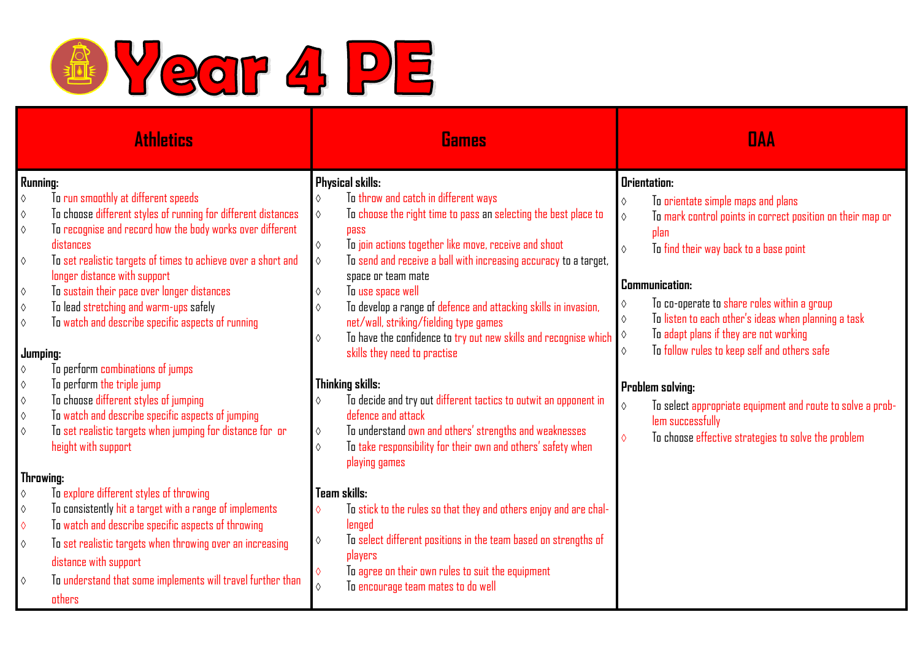# Year 4 PE

## Athletics

**Running:**

- To run smoothly at different speeds
- To choose different styles of running for different distances
- To recognise and record how the body works over different distances
- To set realistic targets of times to achieve over a short and longer distance with support
- To sustain their pace over longer distances
- To lead stretching and warm-ups safely
- To watch and describe specific aspects of running

**Jumping:**

- To perform combinations of jumps
- To perform the triple jump
- To choose different styles of jumping
- To watch and describe specific aspects of jumping
- To set realistic targets when jumping for distance for or height with support

**Throwing:**

- To explore different styles of throwing
- To consistently hit a target with a range of implements
- To watch and describe specific aspects of throwing
- To set realistic targets when throwing over an increasing distance with support
- To understand that some implements will travel further than others

## Games

**Physical skills:**

- To throw and catch in different ways
- To choose the right time to pass an selecting the best place to pass
- To join actions together like move, receive and shoot
- To send and receive a ball with increasing accuracy to a target, space or team mate
- To use space well
- To develop a range of defence and attacking skills in invasion, net/wall, striking/fielding type games
- To have the confidence to try out new skills and recognise which skills they need to practise

**Thinking skills:**

- To decide and try out different tactics to outwit an opponent in defence and attack
- To understand own and others' strengths and weaknesses
- To take responsibility for their own and others' safety when playing games

**Team skills:**

- To stick to the rules so that they and others enjoy and are challenged
- To select different positions in the team based on strengths of players
- To agree on their own rules to suit the equipment
- To encourage team mates to do well

## OAA

**Orientation:**

- To orientate simple maps and plans
- To mark control points in correct position on their map or plan
- To find their way back to a base point

**Communication:**

- To co-operate to share roles within a group
- To listen to each other's ideas when planning a task
- To adapt plans if they are not working
- To follow rules to keep self and others safe

**Problem solving:**

- To select appropriate equipment and route to solve a problem successfully
- To choose effective strategies to solve the problem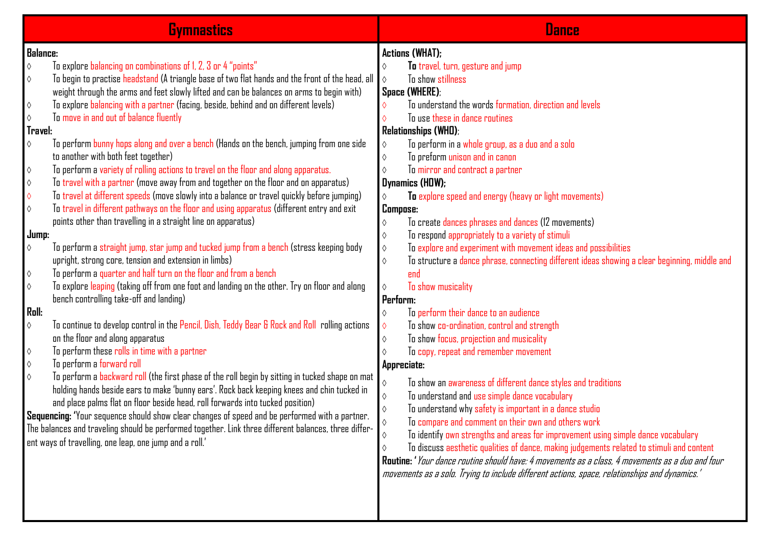## Gymnastics

**Balance:**

- To explore balancing on combinations of 1, 2, 3 or 4 "points"
- To begin to practise headstand (A triangle base of two flat hands and the front of the head, all weight through the arms and feet slowly lifted and can be balances on arms to begin with)
- To explore balancing with a partner (facing, beside, behind and on different levels)
- To move in and out of balance fluently

**Travel:**

- To perform bunny hops along and over a bench (Hands on the bench, jumping from one side to another with both feet together)
- To perform a variety of rolling actions to travel on the floor and along apparatus.
- To travel with a partner (move away from and together on the floor and on apparatus)
- To travel at different speeds (move slowly into a balance or travel quickly before jumping)
- To travel in different pathways on the floor and using apparatus (different entry and exit points other than travelling in a straight line on apparatus)

**Jump:**

- To perform a straight jump, star jump and tucked jump from a bench (stress keeping body upright, strong core, tension and extension in limbs)
- To perform a quarter and half turn on the floor and from a bench
- To explore leaping (taking off from one foot and landing on the other. Try on floor and along bench controlling take-off and landing)

**Roll:**

- To continue to develop control in the Pencil, Dish, Teddy Bear & Rock and Roll rolling actions on the floor and along apparatus
- To perform these rolls in time with a partner
- To perform a forward roll
- To perform a backward roll (the first phase of the roll begin by sitting in tucked shape on mat holding hands beside ears to make 'bunny ears'. Rock back keeping knees and chin tucked in and place palms flat on floor beside head, roll forwards into tucked position)

**Sequencing:** 'Your sequence should show clear changes of speed and be performed with a partner. The balances and traveling should be performed together. Link three different balances, three different ways of travelling, one leap, one jump and a roll.'

## Dance

**Actions (WHAT);**

- **To** travel, turn, gesture and jump
- To show stillness

**Space (WHERE)**;

- To understand the words formation, direction and levels
- To use these in dance routines

**Relationships (WHO)**;

- To perform in a whole group, as a duo and a solo
- To preform unison and in canon
- To mirror and contract a partner

**Dynamics (HOW);**

- **To** explore speed and energy (heavy or light movements)

**Compose:**

- To create dances phrases and dances (12 movements)
- To respond appropriately to a variety of stimuli
- To explore and experiment with movement ideas and possibilities
- To structure a dance phrase, connecting different ideas showing a clear beginning, middle and end
- To show musicality

**Perform:**

- To perform their dance to an audience
- To show co-ordination, control and strength
- To show focus, projection and musicality
- To copy, repeat and remember movement

**Appreciate:**

- To show an awareness of different dance styles and traditions
- To understand and use simple dance vocabulary
- To understand why safety is important in a dance studio
- To compare and comment on their own and others work
- To identify own strengths and areas for improvement using simple dance vocabulary
- To discuss aesthetic qualities of dance, making judgements related to stimuli and content

**Routine:** *'Your dance routine should have: 4 movements as a class, 4 movements as a duo and four movements as a solo. Trying to include different actions, space, relationships and dynamics.'*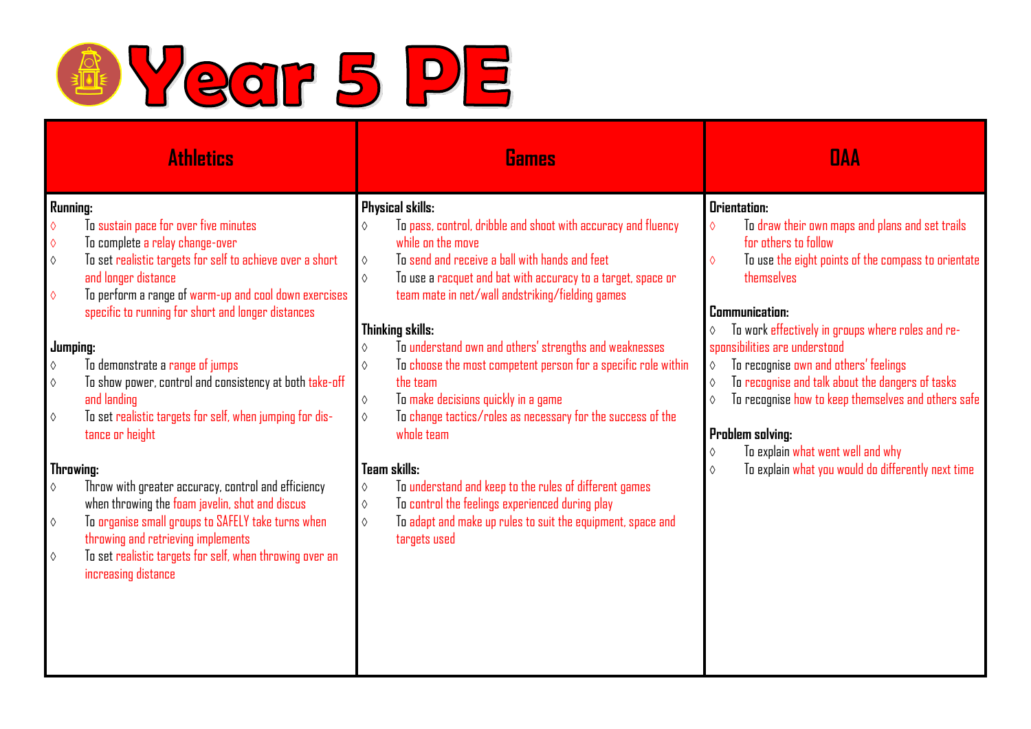# Year 5 PE

| Athletics | Games | OAA |
|---|---|---|
| **Running:**<br>◊ To sustain pace for over five minutes<br>◊ To complete a relay change-over<br>◊ To set realistic targets for self to achieve over a short and longer distance<br>◊ To perform a range of warm-up and cool down exercises specific to running for short and longer distances<br><br>**Jumping:**<br>◊ To demonstrate a range of jumps<br>◊ To show power, control and consistency at both take-off and landing<br>◊ To set realistic targets for self, when jumping for distance or height<br><br>**Throwing:**<br>◊ Throw with greater accuracy, control and efficiency when throwing the foam javelin, shot and discus<br>◊ To organise small groups to SAFELY take turns when throwing and retrieving implements<br>◊ To set realistic targets for self, when throwing over an increasing distance | **Physical skills:**<br>◊ To pass, control, dribble and shoot with accuracy and fluency while on the move<br>◊ To send and receive a ball with hands and feet<br>◊ To use a racquet and bat with accuracy to a target, space or team mate in net/wall andstriking/fielding games<br><br>**Thinking skills:**<br>◊ To understand own and others' strengths and weaknesses<br>◊ To choose the most competent person for a specific role within the team<br>◊ To make decisions quickly in a game<br>◊ To change tactics/roles as necessary for the success of the whole team<br><br>**Team skills:**<br>◊ To understand and keep to the rules of different games<br>◊ To control the feelings experienced during play<br>◊ To adapt and make up rules to suit the equipment, space and targets used | **Orientation:**<br>◊ To draw their own maps and plans and set trails for others to follow<br>◊ To use the eight points of the compass to orientate themselves<br><br>**Communication:**<br>◊ To work effectively in groups where roles and responsibilities are understood<br>◊ To recognise own and others' feelings<br>◊ To recognise and talk about the dangers of tasks<br>◊ To recognise how to keep themselves and others safe<br><br>**Problem solving:**<br>◊ To explain what went well and why<br>◊ To explain what you would do differently next time |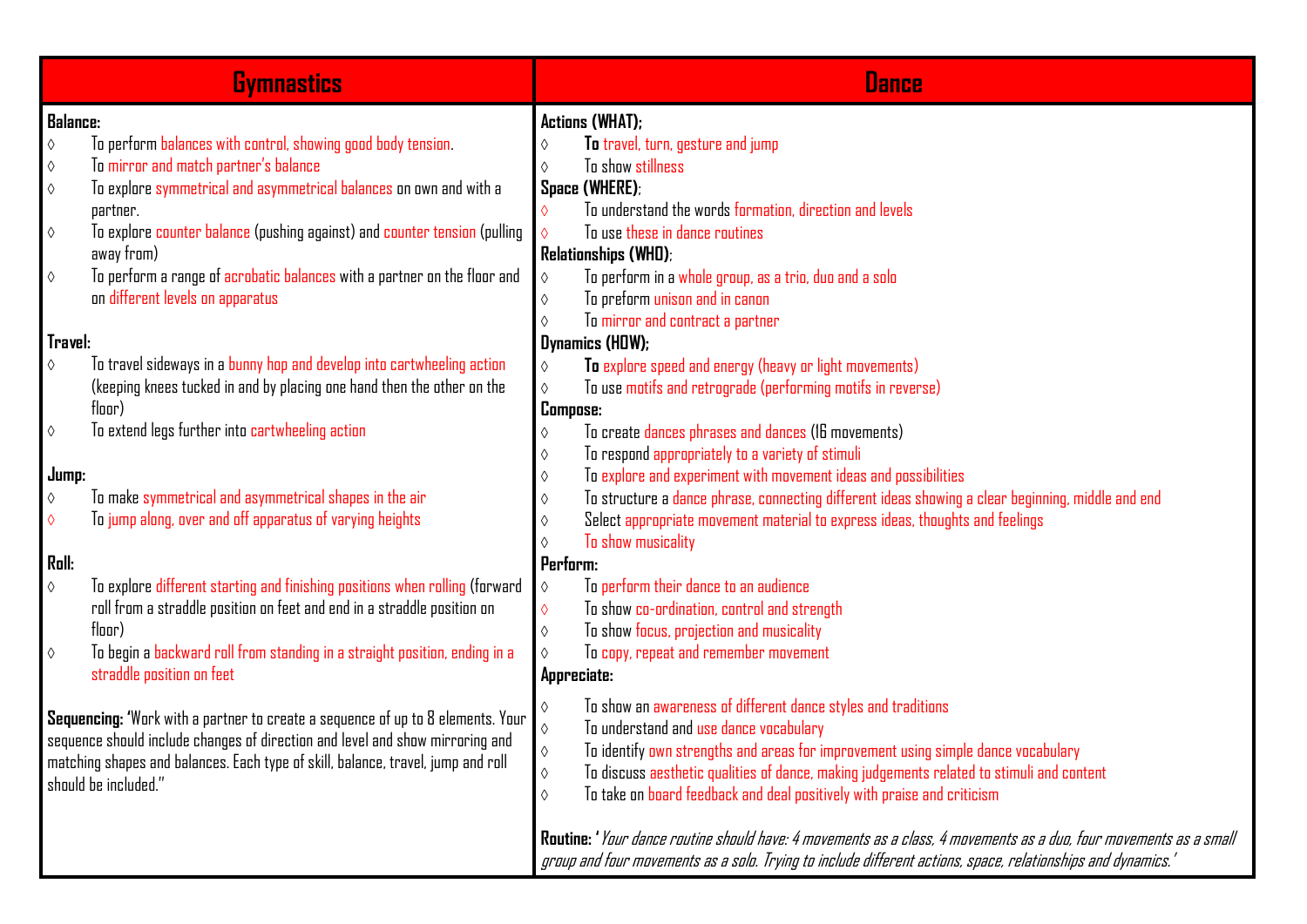| Gymnastics | Dance |
| --- | --- |
| **Balance:**<br>◊ To perform balances with control, showing good body tension.<br>◊ To mirror and match partner's balance<br>◊ To explore symmetrical and asymmetrical balances on own and with a partner.<br>◊ To explore counter balance (pushing against) and counter tension (pulling away from)<br>◊ To perform a range of acrobatic balances with a partner on the floor and on different levels on apparatus<br><br>**Travel:**<br>◊ To travel sideways in a bunny hop and develop into cartwheeling action (keeping knees tucked in and by placing one hand then the other on the floor)<br>◊ To extend legs further into cartwheeling action<br><br>**Jump:**<br>◊ To make symmetrical and asymmetrical shapes in the air<br>◊ To jump along, over and off apparatus of varying heights<br><br>**Roll:**<br>◊ To explore different starting and finishing positions when rolling (forward roll from a straddle position on feet and end in a straddle position on floor)<br>◊ To begin a backward roll from standing in a straight position, ending in a straddle position on feet<br><br>**Sequencing:** 'Work with a partner to create a sequence of up to 8 elements. Your sequence should include changes of direction and level and show mirroring and matching shapes and balances. Each type of skill, balance, travel, jump and roll should be included." | **Actions (WHAT);**<br>◊ **To** travel, turn, gesture and jump<br>◊ To show stillness<br>**Space (WHERE)**;<br>◊ To understand the words formation, direction and levels<br>◊ To use these in dance routines<br>**Relationships (WHO)**;<br>◊ To perform in a whole group, as a trio, duo and a solo<br>◊ To preform unison and in canon<br>◊ To mirror and contract a partner<br>**Dynamics (HOW);**<br>◊ **To** explore speed and energy (heavy or light movements)<br>◊ To use motifs and retrograde (performing motifs in reverse)<br>**Compose:**<br>◊ To create dances phrases and dances (16 movements)<br>◊ To respond appropriately to a variety of stimuli<br>◊ To explore and experiment with movement ideas and possibilities<br>◊ To structure a dance phrase, connecting different ideas showing a clear beginning, middle and end<br>◊ Select appropriate movement material to express ideas, thoughts and feelings<br>◊ To show musicality<br>**Perform:**<br>◊ To perform their dance to an audience<br>◊ To show co-ordination, control and strength<br>◊ To show focus, projection and musicality<br>◊ To copy, repeat and remember movement<br>**Appreciate:**<br>◊ To show an awareness of different dance styles and traditions<br>◊ To understand and use dance vocabulary<br>◊ To identify own strengths and areas for improvement using simple dance vocabulary<br>◊ To discuss aesthetic qualities of dance, making judgements related to stimuli and content<br>◊ To take on board feedback and deal positively with praise and criticism<br><br>**Routine:** '*Your dance routine should have: 4 movements as a class, 4 movements as a duo, four movements as a small group and four movements as a solo. Trying to include different actions, space, relationships and dynamics.'* |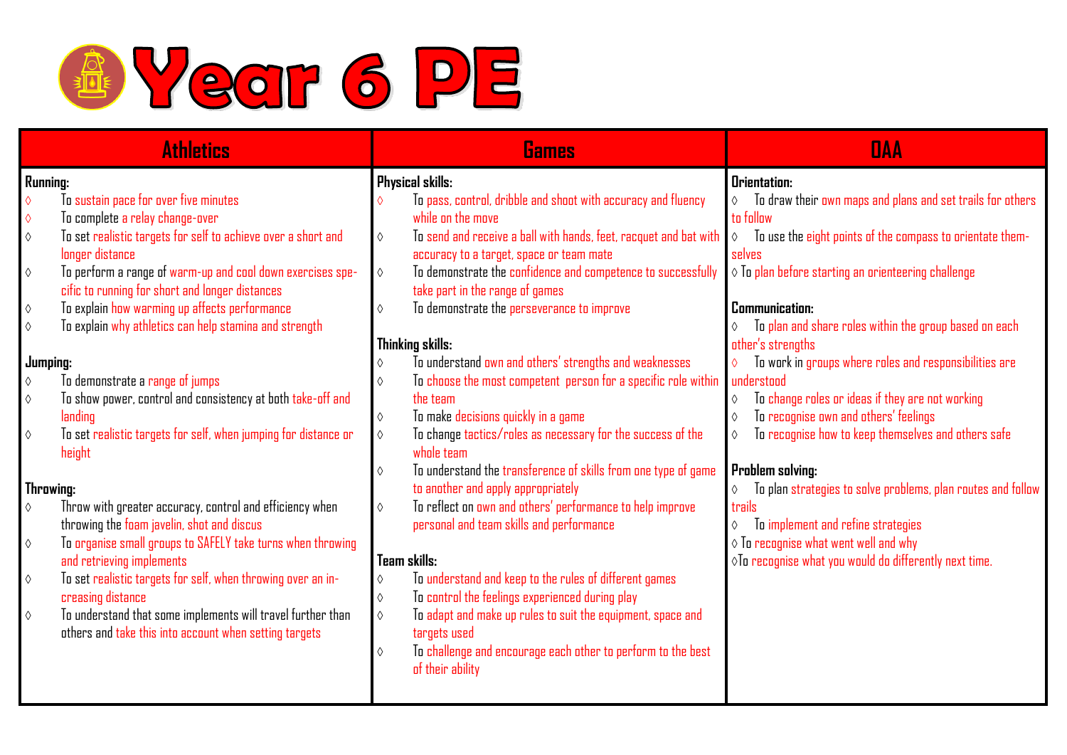# Year 6 PE

| Athletics | Games | OAA |
|---|---|---|
| **Running:**<br>◊ To sustain pace for over five minutes<br>◊ To complete a relay change-over<br>◊ To set realistic targets for self to achieve over a short and longer distance<br>◊ To perform a range of warm-up and cool down exercises specific to running for short and longer distances<br>◊ To explain how warming up affects performance<br>◊ To explain why athletics can help stamina and strength<br><br>**Jumping:**<br>◊ To demonstrate a range of jumps<br>◊ To show power, control and consistency at both take-off and landing<br>◊ To set realistic targets for self, when jumping for distance or height<br><br>**Throwing:**<br>◊ Throw with greater accuracy, control and efficiency when throwing the foam javelin, shot and discus<br>◊ To organise small groups to SAFELY take turns when throwing and retrieving implements<br>◊ To set realistic targets for self, when throwing over an increasing distance<br>◊ To understand that some implements will travel further than others and take this into account when setting targets | **Physical skills:**<br>◊ To pass, control, dribble and shoot with accuracy and fluency while on the move<br>◊ To send and receive a ball with hands, feet, racquet and bat with accuracy to a target, space or team mate<br>◊ To demonstrate the confidence and competence to successfully take part in the range of games<br>◊ To demonstrate the perseverance to improve<br><br>**Thinking skills:**<br>◊ To understand own and others' strengths and weaknesses<br>◊ To choose the most competent person for a specific role within the team<br>◊ To make decisions quickly in a game<br>◊ To change tactics/roles as necessary for the success of the whole team<br>◊ To understand the transference of skills from one type of game to another and apply appropriately<br>◊ To reflect on own and others' performance to help improve personal and team skills and performance<br><br>**Team skills:**<br>◊ To understand and keep to the rules of different games<br>◊ To control the feelings experienced during play<br>◊ To adapt and make up rules to suit the equipment, space and targets used<br>◊ To challenge and encourage each other to perform to the best of their ability | **Orientation:**<br>◊ To draw their own maps and plans and set trails for others to follow<br>◊ To use the eight points of the compass to orientate themselves<br>◊ To plan before starting an orienteering challenge<br><br>**Communication:**<br>◊ To plan and share roles within the group based on each other's strengths<br>◊ To work in groups where roles and responsibilities are understood<br>◊ To change roles or ideas if they are not working<br>◊ To recognise own and others' feelings<br>◊ To recognise how to keep themselves and others safe<br><br>**Problem solving:**<br>◊ To plan strategies to solve problems, plan routes and follow trails<br>◊ To implement and refine strategies<br>◊ To recognise what went well and why<br>◊ To recognise what you would do differently next time. |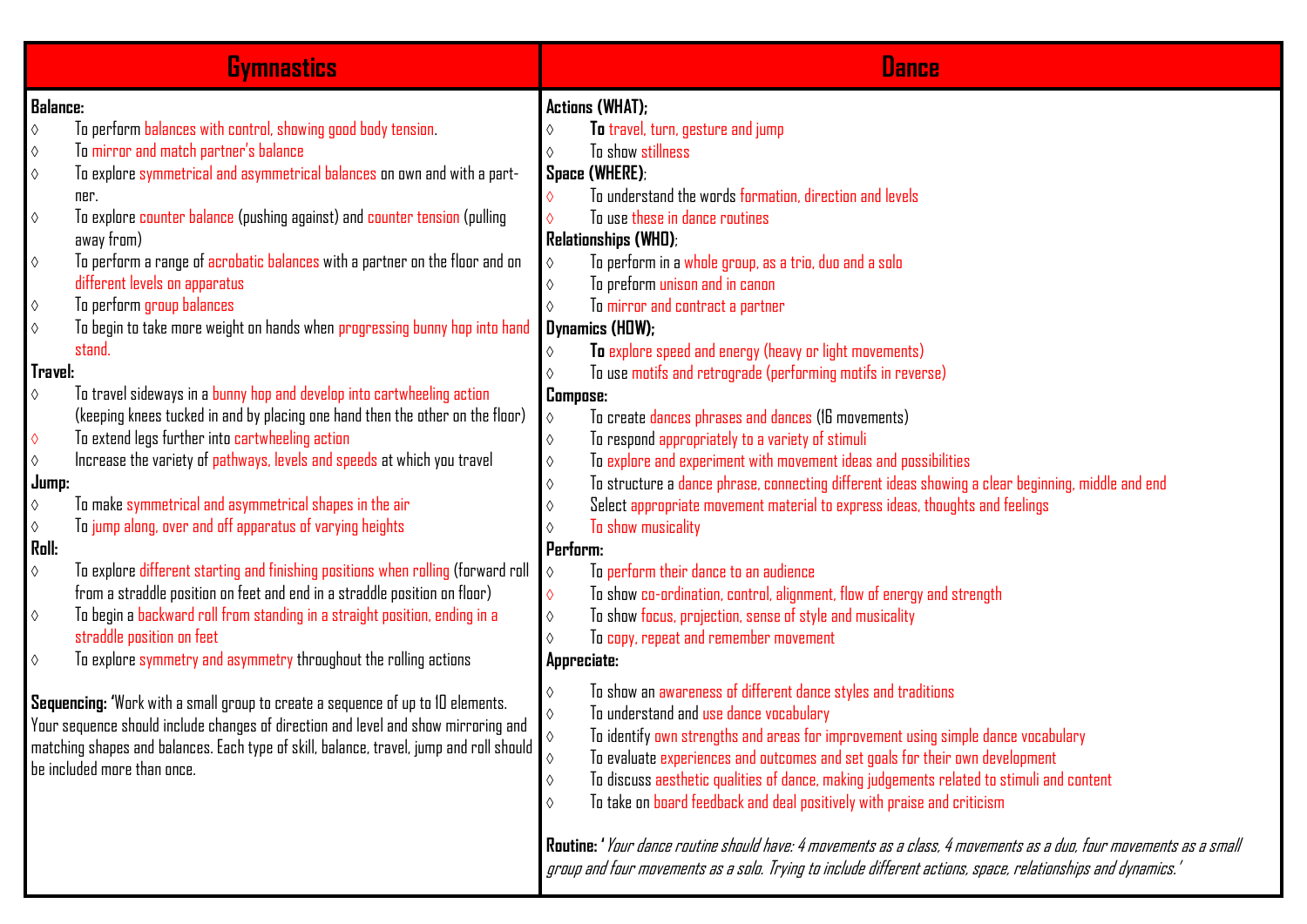## Gymnastics

**Balance:**

- To perform balances with control, showing good body tension.
- To mirror and match partner's balance
- To explore symmetrical and asymmetrical balances on own and with a partner.
- To explore counter balance (pushing against) and counter tension (pulling away from)
- To perform a range of acrobatic balances with a partner on the floor and on different levels on apparatus
- To perform group balances
- To begin to take more weight on hands when progressing bunny hop into hand stand.

**Travel:**

- To travel sideways in a bunny hop and develop into cartwheeling action (keeping knees tucked in and by placing one hand then the other on the floor)
- To extend legs further into cartwheeling action
- Increase the variety of pathways, levels and speeds at which you travel

**Jump:**

- To make symmetrical and asymmetrical shapes in the air
- To jump along, over and off apparatus of varying heights

**Roll:**

- To explore different starting and finishing positions when rolling (forward roll from a straddle position on feet and end in a straddle position on floor)
- To begin a backward roll from standing in a straight position, ending in a straddle position on feet
- To explore symmetry and asymmetry throughout the rolling actions

**Sequencing:** 'Work with a small group to create a sequence of up to 10 elements. Your sequence should include changes of direction and level and show mirroring and matching shapes and balances. Each type of skill, balance, travel, jump and roll should be included more than once.

## Dance

**Actions (WHAT);**

- **To** travel, turn, gesture and jump
- To show stillness

**Space (WHERE)**;

- To understand the words formation, direction and levels
- To use these in dance routines

**Relationships (WHO)**;

- To perform in a whole group, as a trio, duo and a solo
- To preform unison and in canon
- To mirror and contract a partner

**Dynamics (HOW);**

- **To** explore speed and energy (heavy or light movements)
- To use motifs and retrograde (performing motifs in reverse)

**Compose:**

- To create dances phrases and dances (16 movements)
- To respond appropriately to a variety of stimuli
- To explore and experiment with movement ideas and possibilities
- To structure a dance phrase, connecting different ideas showing a clear beginning, middle and end
- Select appropriate movement material to express ideas, thoughts and feelings
- To show musicality

**Perform:**

- To perform their dance to an audience
- To show co-ordination, control, alignment, flow of energy and strength
- To show focus, projection, sense of style and musicality
- To copy, repeat and remember movement

**Appreciate:**

- To show an awareness of different dance styles and traditions
- To understand and use dance vocabulary
- To identify own strengths and areas for improvement using simple dance vocabulary
- To evaluate experiences and outcomes and set goals for their own development
- To discuss aesthetic qualities of dance, making judgements related to stimuli and content
- To take on board feedback and deal positively with praise and criticism

**Routine: '** *Your dance routine should have: 4 movements as a class, 4 movements as a duo, four movements as a small group and four movements as a solo. Trying to include different actions, space, relationships and dynamics.'*